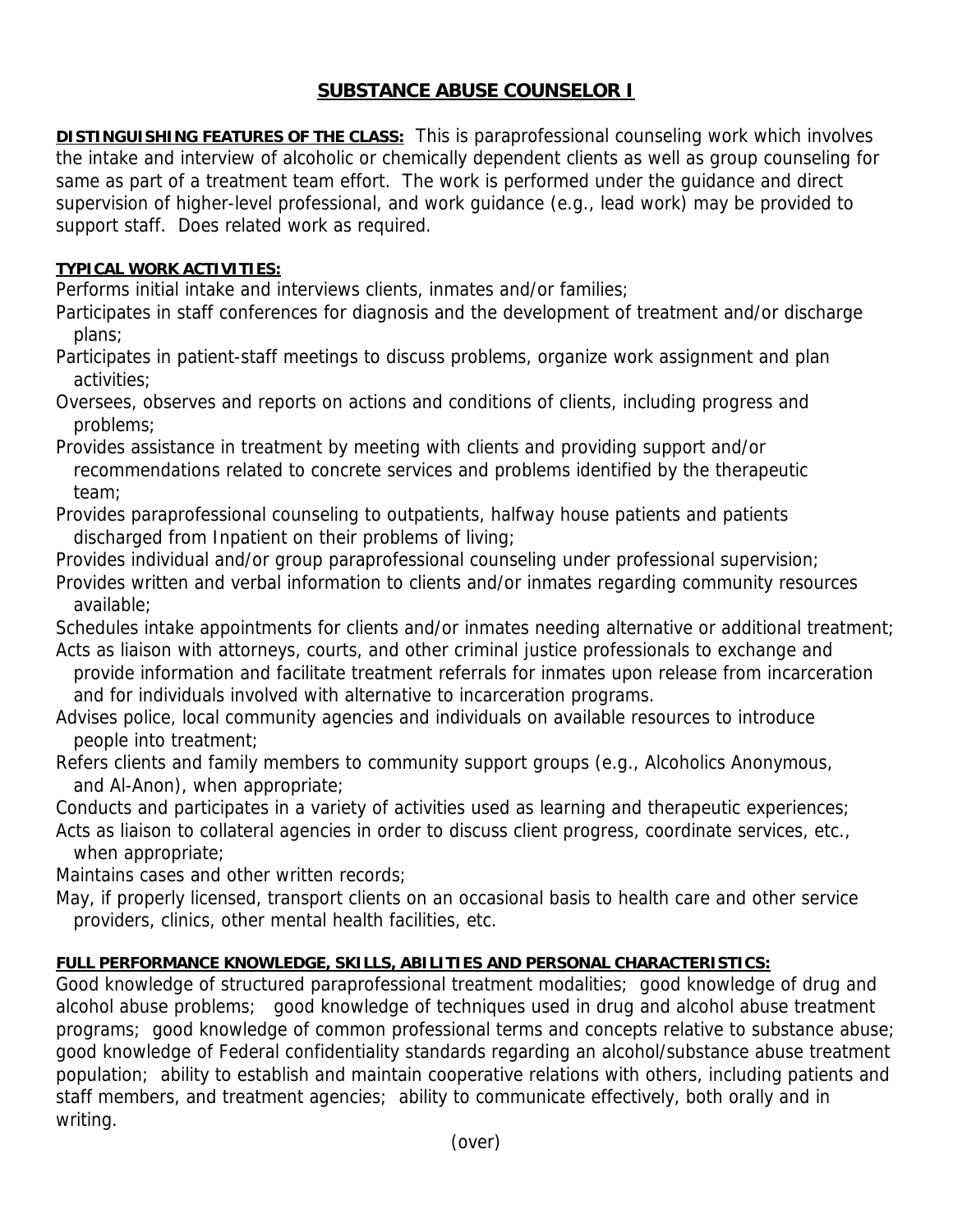# SUBSTANCE ABUSE COUNSELOR I

**DISTINGUISHING FEATURES OF THE CLASS:** This is paraprofessional counseling work which involves the intake and interview of alcoholic or chemically dependent clients as well as group counseling for same as part of a treatment team effort. The work is performed under the guidance and direct supervision of higher-level professional, and work guidance (e.g., lead work) may be provided to support staff. Does related work as required.

**TYPICAL WORK ACTIVITIES:**

Performs initial intake and interviews clients, inmates and/or families;

Participates in staff conferences for diagnosis and the development of treatment and/or discharge plans;

Participates in patient-staff meetings to discuss problems, organize work assignment and plan activities;

Oversees, observes and reports on actions and conditions of clients, including progress and problems;

Provides assistance in treatment by meeting with clients and providing support and/or recommendations related to concrete services and problems identified by the therapeutic team;

Provides paraprofessional counseling to outpatients, halfway house patients and patients discharged from Inpatient on their problems of living;

Provides individual and/or group paraprofessional counseling under professional supervision;

Provides written and verbal information to clients and/or inmates regarding community resources available;

Schedules intake appointments for clients and/or inmates needing alternative or additional treatment;

Acts as liaison with attorneys, courts, and other criminal justice professionals to exchange and provide information and facilitate treatment referrals for inmates upon release from incarceration and for individuals involved with alternative to incarceration programs.

Advises police, local community agencies and individuals on available resources to introduce people into treatment;

Refers clients and family members to community support groups (e.g., Alcoholics Anonymous, and Al-Anon), when appropriate;

Conducts and participates in a variety of activities used as learning and therapeutic experiences;

Acts as liaison to collateral agencies in order to discuss client progress, coordinate services, etc., when appropriate;

Maintains cases and other written records;

May, if properly licensed, transport clients on an occasional basis to health care and other service providers, clinics, other mental health facilities, etc.

**FULL PERFORMANCE KNOWLEDGE, SKILLS, ABILITIES AND PERSONAL CHARACTERISTICS:**

Good knowledge of structured paraprofessional treatment modalities; good knowledge of drug and alcohol abuse problems; good knowledge of techniques used in drug and alcohol abuse treatment programs; good knowledge of common professional terms and concepts relative to substance abuse; good knowledge of Federal confidentiality standards regarding an alcohol/substance abuse treatment population; ability to establish and maintain cooperative relations with others, including patients and staff members, and treatment agencies; ability to communicate effectively, both orally and in writing.

(over)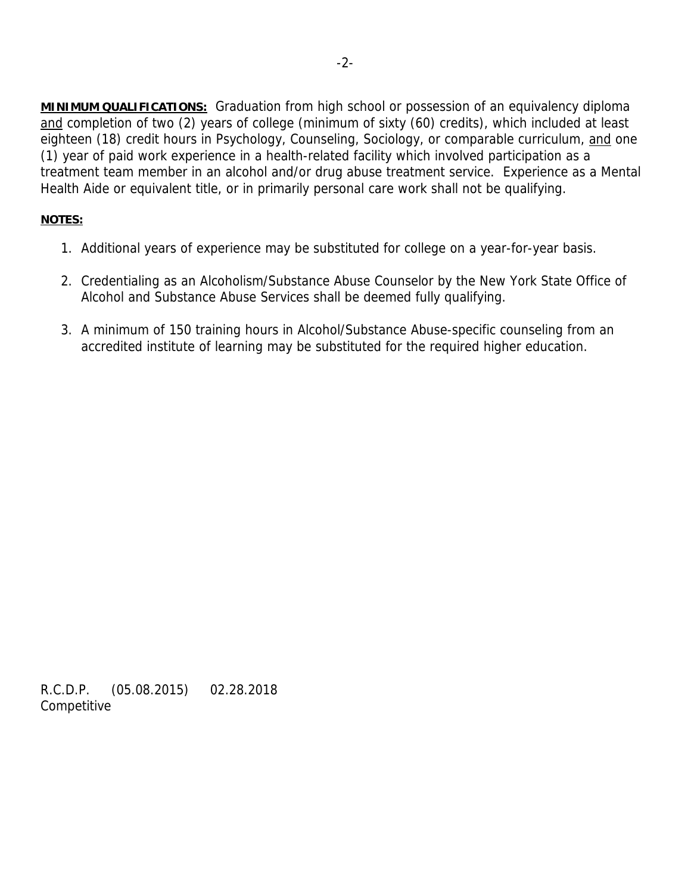**MINIMUM QUALIFICATIONS:** Graduation from high school or possession of an equivalency diploma and completion of two (2) years of college (minimum of sixty (60) credits), which included at least eighteen (18) credit hours in Psychology, Counseling, Sociology, or comparable curriculum, and one (1) year of paid work experience in a health-related facility which involved participation as a treatment team member in an alcohol and/or drug abuse treatment service. Experience as a Mental Health Aide or equivalent title, or in primarily personal care work shall not be qualifying.

**NOTES:**

1. Additional years of experience may be substituted for college on a year-for-year basis.
2. Credentialing as an Alcoholism/Substance Abuse Counselor by the New York State Office of Alcohol and Substance Abuse Services shall be deemed fully qualifying.
3. A minimum of 150 training hours in Alcohol/Substance Abuse-specific counseling from an accredited institute of learning may be substituted for the required higher education.

R.C.D.P. (05.08.2015) 02.28.2018
Competitive